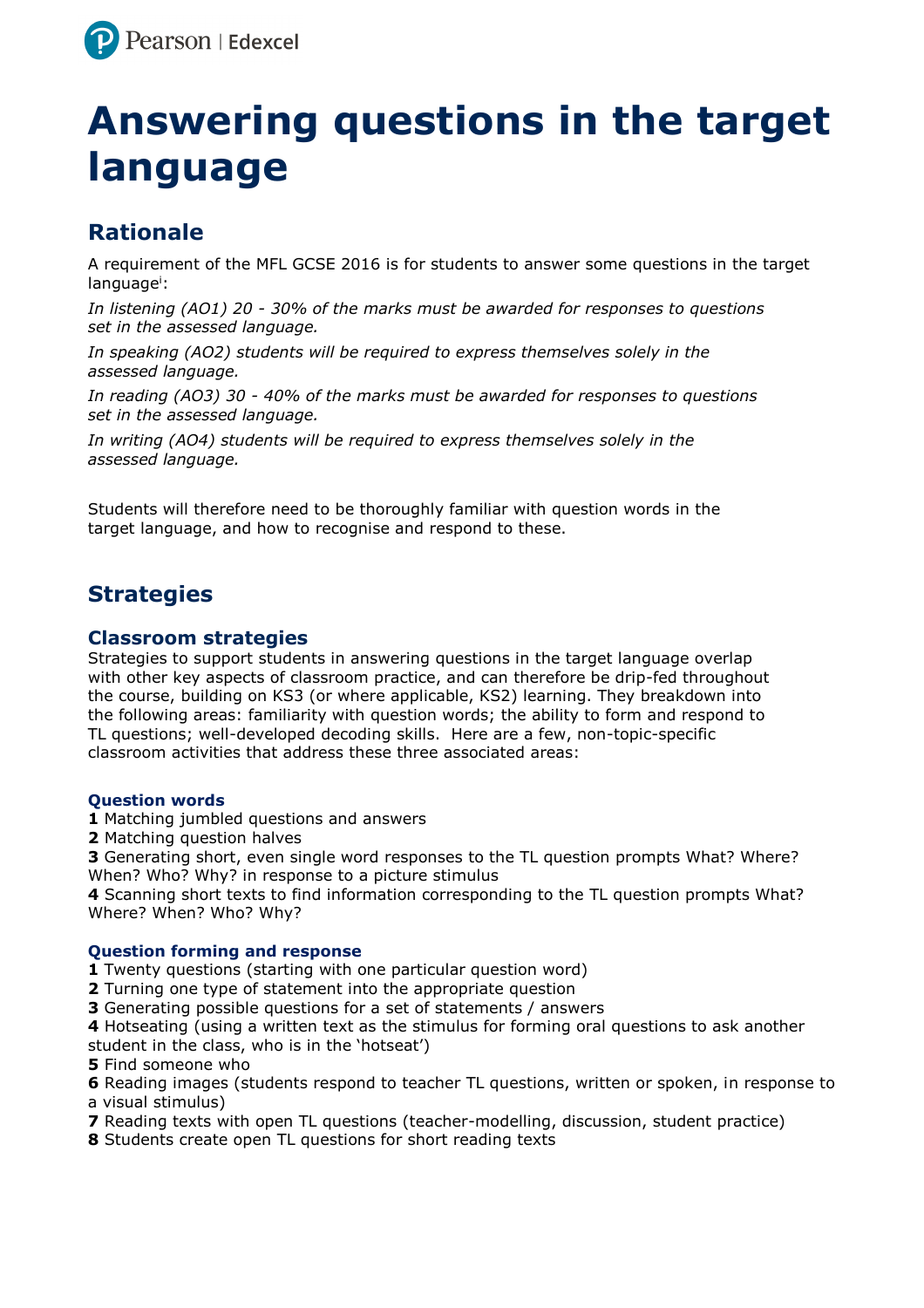# Answering questions in the target language

## Rationale

A requirement of the MFL GCSE 2016 is for students to answer some questions in the target language[i]:

*In listening (AO1) 20 - 30% of the marks must be awarded for responses to questions set in the assessed language.*

*In speaking (AO2) students will be required to express themselves solely in the assessed language.*

*In reading (AO3) 30 - 40% of the marks must be awarded for responses to questions set in the assessed language.*

*In writing (AO4) students will be required to express themselves solely in the assessed language.*

Students will therefore need to be thoroughly familiar with question words in the target language, and how to recognise and respond to these.

## Strategies

### Classroom strategies

Strategies to support students in answering questions in the target language overlap with other key aspects of classroom practice, and can therefore be drip-fed throughout the course, building on KS3 (or where applicable, KS2) learning. They breakdown into the following areas: familiarity with question words; the ability to form and respond to TL questions; well-developed decoding skills. Here are a few, non-topic-specific classroom activities that address these three associated areas:

#### Question words

**1** Matching jumbled questions and answers
**2** Matching question halves
**3** Generating short, even single word responses to the TL question prompts What? Where? When? Who? Why? in response to a picture stimulus
**4** Scanning short texts to find information corresponding to the TL question prompts What? Where? When? Who? Why?

#### Question forming and response

**1** Twenty questions (starting with one particular question word)
**2** Turning one type of statement into the appropriate question
**3** Generating possible questions for a set of statements / answers
**4** Hotseating (using a written text as the stimulus for forming oral questions to ask another student in the class, who is in the 'hotseat')
**5** Find someone who
**6** Reading images (students respond to teacher TL questions, written or spoken, in response to a visual stimulus)
**7** Reading texts with open TL questions (teacher-modelling, discussion, student practice)
**8** Students create open TL questions for short reading texts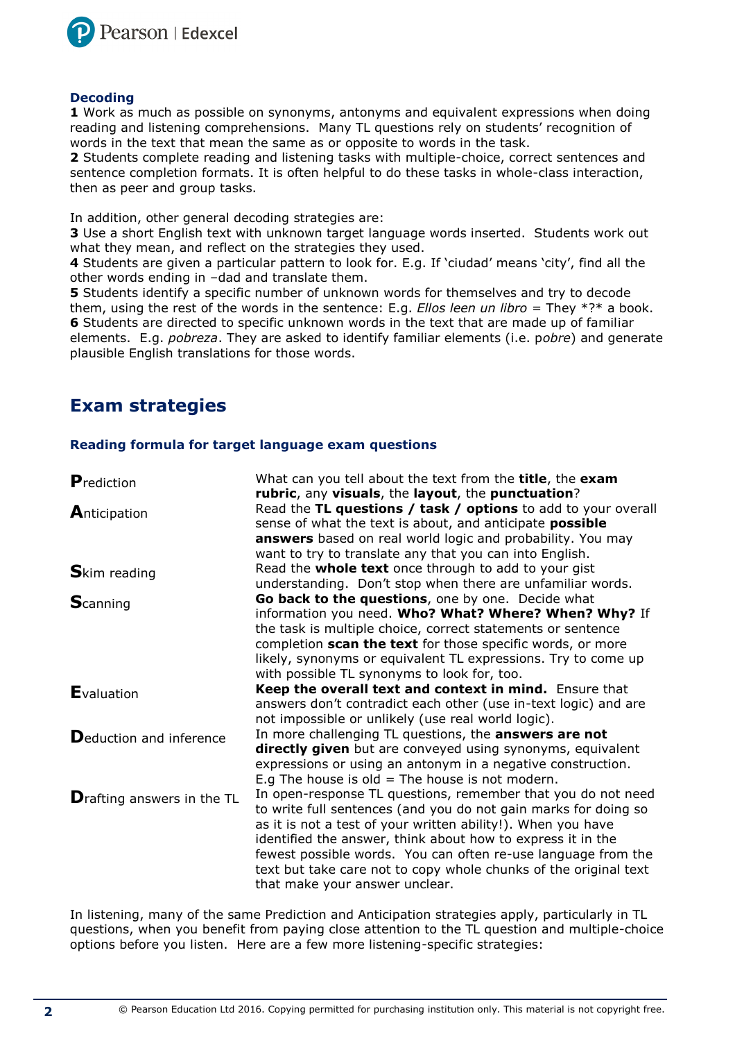### Decoding

**1** Work as much as possible on synonyms, antonyms and equivalent expressions when doing reading and listening comprehensions. Many TL questions rely on students' recognition of words in the text that mean the same as or opposite to words in the task.
**2** Students complete reading and listening tasks with multiple-choice, correct sentences and sentence completion formats. It is often helpful to do these tasks in whole-class interaction, then as peer and group tasks.

In addition, other general decoding strategies are:
**3** Use a short English text with unknown target language words inserted. Students work out what they mean, and reflect on the strategies they used.
**4** Students are given a particular pattern to look for. E.g. If 'ciudad' means 'city', find all the other words ending in –dad and translate them.
**5** Students identify a specific number of unknown words for themselves and try to decode them, using the rest of the words in the sentence: E.g. *Ellos leen un libro* = They *?* a book.
**6** Students are directed to specific unknown words in the text that are made up of familiar elements. E.g. *pobreza*. They are asked to identify familiar elements (i.e. p*obre*) and generate plausible English translations for those words.

## Exam strategies

### Reading formula for target language exam questions

| | |
|---|---|
| **P**rediction | What can you tell about the text from the **title**, the **exam rubric**, any **visuals**, the **layout**, the **punctuation**? |
| **A**nticipation | Read the **TL questions / task / options** to add to your overall sense of what the text is about, and anticipate **possible answers** based on real world logic and probability. You may want to try to translate any that you can into English. |
| **S**kim reading | Read the **whole text** once through to add to your gist understanding. Don't stop when there are unfamiliar words. |
| **S**canning | **Go back to the questions**, one by one. Decide what information you need. **Who? What? Where? When? Why?** If the task is multiple choice, correct statements or sentence completion **scan the text** for those specific words, or more likely, synonyms or equivalent TL expressions. Try to come up with possible TL synonyms to look for, too. |
| **E**valuation | **Keep the overall text and context in mind.** Ensure that answers don't contradict each other (use in-text logic) and are not impossible or unlikely (use real world logic). |
| **D**eduction and inference | In more challenging TL questions, the **answers are not directly given** but are conveyed using synonyms, equivalent expressions or using an antonym in a negative construction. E.g The house is old = The house is not modern. |
| **D**rafting answers in the TL | In open-response TL questions, remember that you do not need to write full sentences (and you do not gain marks for doing so as it is not a test of your written ability!). When you have identified the answer, think about how to express it in the fewest possible words. You can often re-use language from the text but take care not to copy whole chunks of the original text that make your answer unclear. |

In listening, many of the same Prediction and Anticipation strategies apply, particularly in TL questions, when you benefit from paying close attention to the TL question and multiple-choice options before you listen. Here are a few more listening-specific strategies: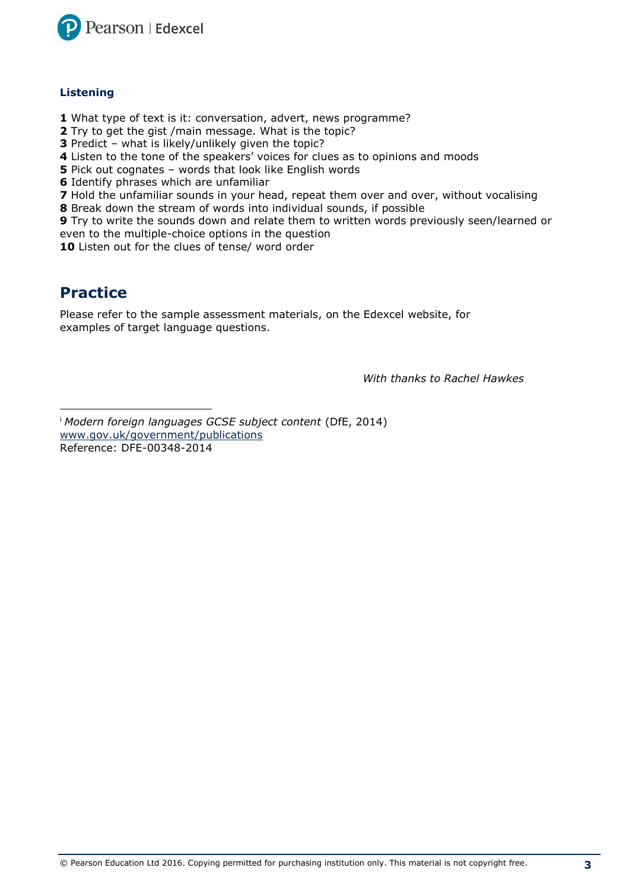### Listening

**1** What type of text is it: conversation, advert, news programme?
**2** Try to get the gist /main message. What is the topic?
**3** Predict – what is likely/unlikely given the topic?
**4** Listen to the tone of the speakers' voices for clues as to opinions and moods
**5** Pick out cognates – words that look like English words
**6** Identify phrases which are unfamiliar
**7** Hold the unfamiliar sounds in your head, repeat them over and over, without vocalising
**8** Break down the stream of words into individual sounds, if possible
**9** Try to write the sounds down and relate them to written words previously seen/learned or even to the multiple-choice options in the question
**10** Listen out for the clues of tense/ word order

## Practice

Please refer to the sample assessment materials, on the Edexcel website, for examples of target language questions.

*With thanks to Rachel Hawkes*

---

[i] *Modern foreign languages GCSE subject content* (DfE, 2014)
www.gov.uk/government/publications
Reference: DFE-00348-2014

© Pearson Education Ltd 2016. Copying permitted for purchasing institution only. This material is not copyright free.